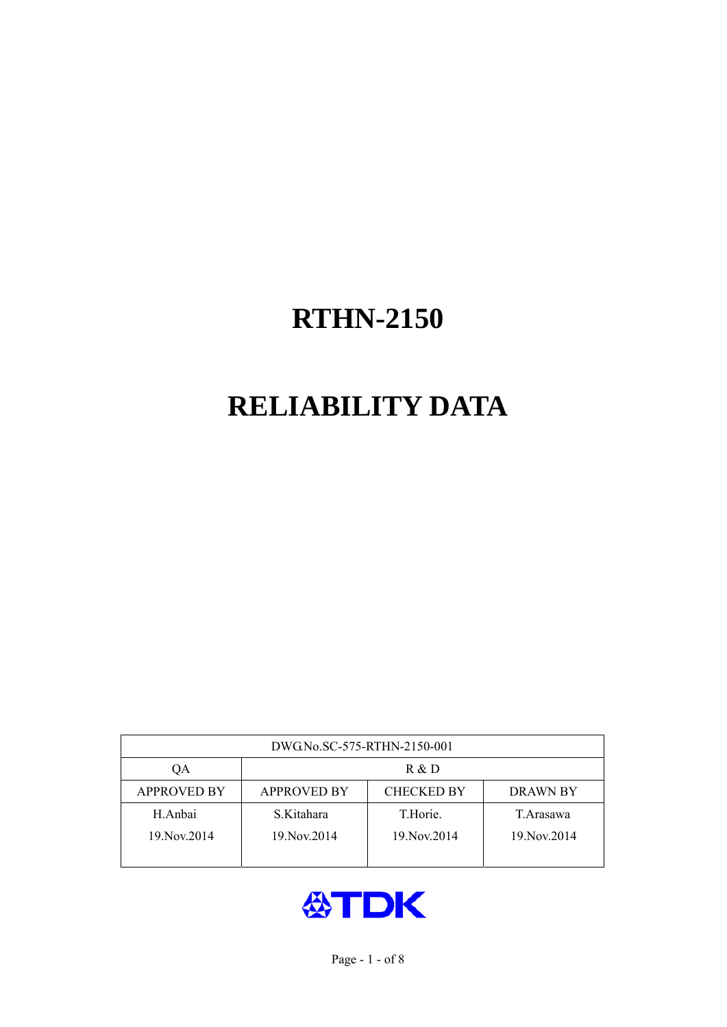# RTHN-2150

# RELIABILITY DATA

| DWG.No.SC-575-RTHN-2150-001 | | | |
|---|---|---|---|
| QA | R & D | | |
| APPROVED BY | APPROVED BY | CHECKED BY | DRAWN BY |
| H.Anbai<br>19.Nov.2014 | S.Kitahara<br>19.Nov.2014 | T.Horie.<br>19.Nov.2014 | T.Arasawa<br>19.Nov.2014 |

TDK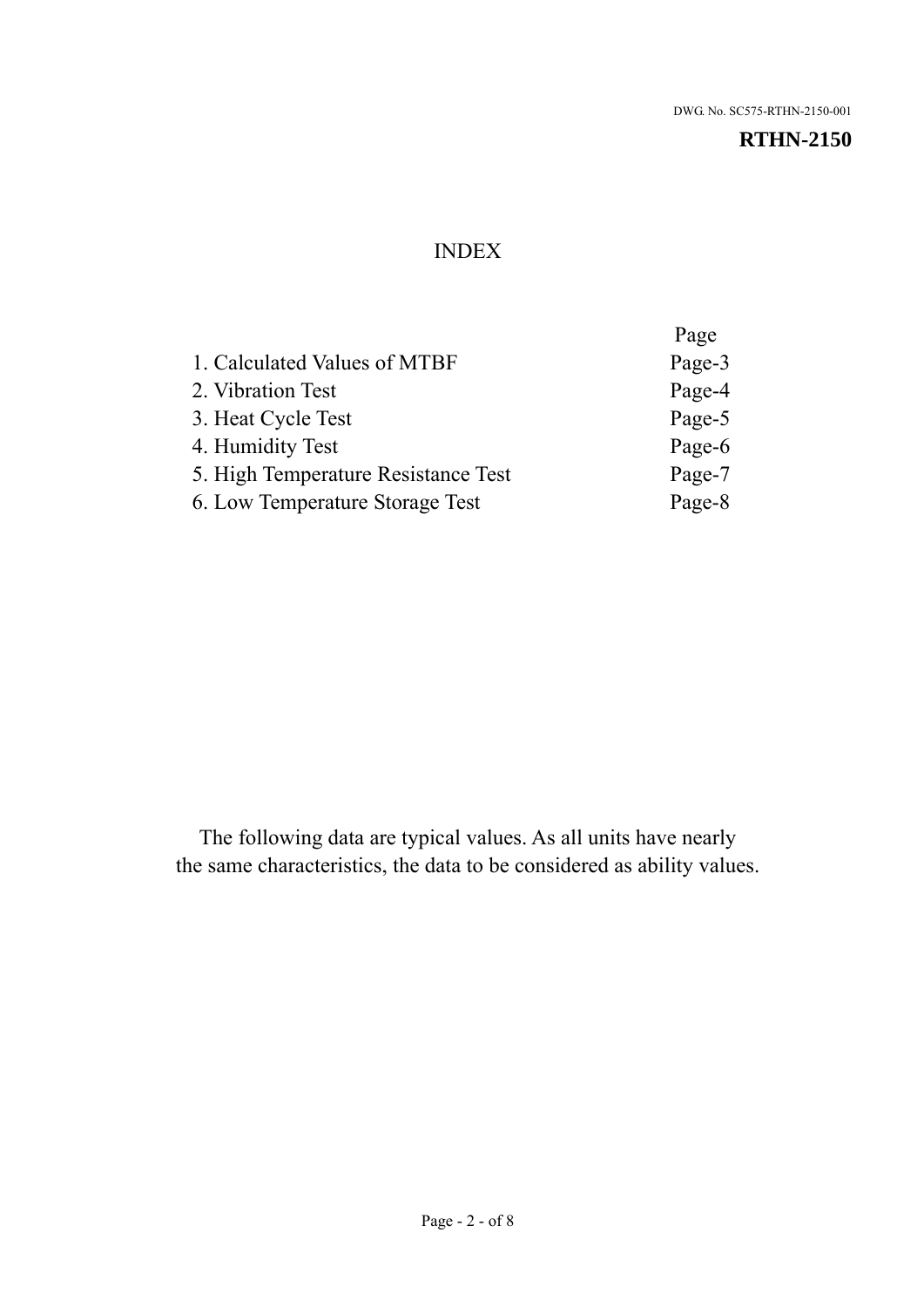DWG. No. SC575-RTHN-2150-001

**RTHN-2150**

# INDEX

| | Page |
|---|---|
| 1. Calculated Values of MTBF | Page-3 |
| 2. Vibration Test | Page-4 |
| 3. Heat Cycle Test | Page-5 |
| 4. Humidity Test | Page-6 |
| 5. High Temperature Resistance Test | Page-7 |
| 6. Low Temperature Storage Test | Page-8 |

The following data are typical values. As all units have nearly the same characteristics, the data to be considered as ability values.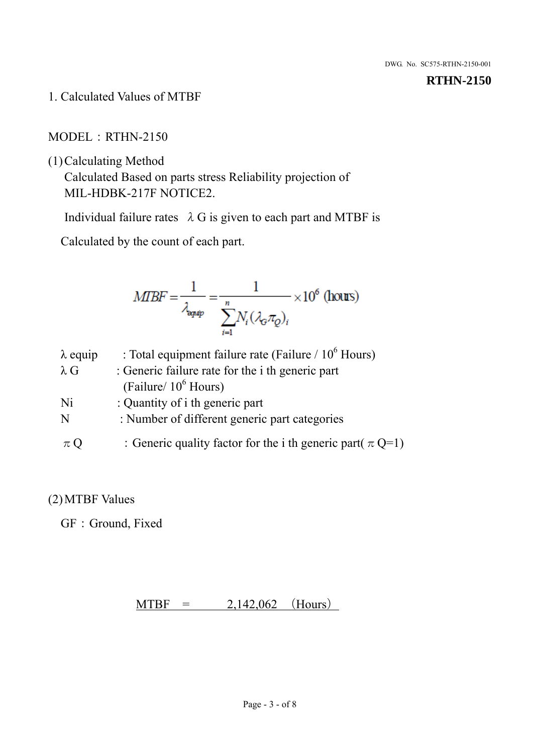DWG. No. SC575-RTHN-2150-001

**RTHN-2150**

1. Calculated Values of MTBF

MODEL：RTHN-2150

(1) Calculating Method

Calculated Based on parts stress Reliability projection of MIL-HDBK-217F NOTICE2.

Individual failure rates $\lambda$ G is given to each part and MTBF is

Calculated by the count of each part.

$$MTBF = \frac{1}{\lambda_{equip}} = \frac{1}{\sum_{i=1}^{n} N_i (\lambda_G \pi_Q)_i} \times 10^6 \text{ (hours)}$$

| | |
|---|---|
| $\lambda$ equip | : Total equipment failure rate (Failure / $10^6$ Hours) |
| $\lambda$ G | : Generic failure rate for the i th generic part (Failure/ $10^6$ Hours) |
| Ni | : Quantity of i th generic part |
| N | : Number of different generic part categories |
| $\pi$ Q | ：Generic quality factor for the i th generic part( $\pi$ Q=1) |

(2) MTBF Values

GF：Ground, Fixed

MTBF = 2,142,062 （Hours）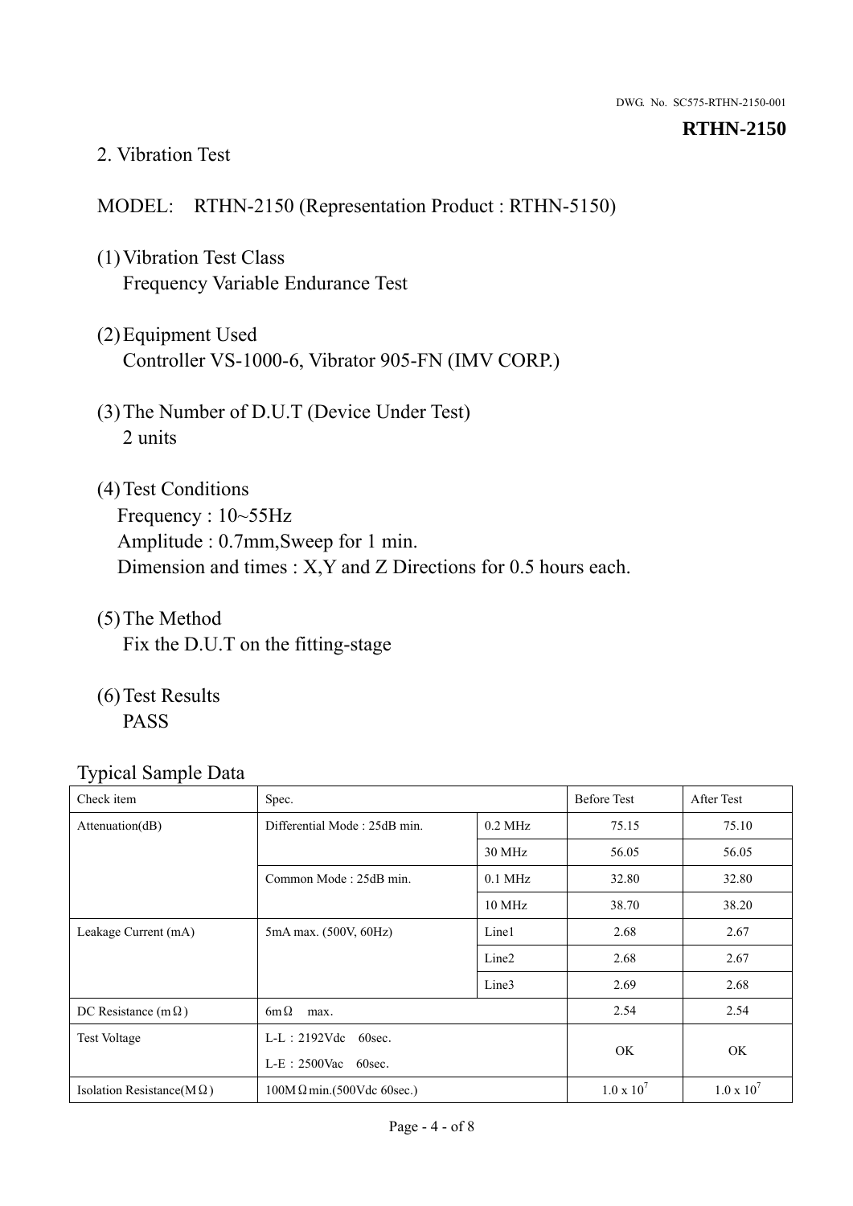DWG. No. SC575-RTHN-2150-001

**RTHN-2150**

## 2. Vibration Test

MODEL: RTHN-2150 (Representation Product : RTHN-5150)

(1) Vibration Test Class
Frequency Variable Endurance Test

(2) Equipment Used
Controller VS-1000-6, Vibrator 905-FN (IMV CORP.)

(3) The Number of D.U.T (Device Under Test)
2 units

(4) Test Conditions
Frequency : 10~55Hz
Amplitude : 0.7mm,Sweep for 1 min.
Dimension and times : X,Y and Z Directions for 0.5 hours each.

(5) The Method
Fix the D.U.T on the fitting-stage

(6) Test Results
PASS

Typical Sample Data

| Check item | Spec. | | Before Test | After Test |
|---|---|---|---|---|
| Attenuation(dB) | Differential Mode : 25dB min. | 0.2 MHz | 75.15 | 75.10 |
| | | 30 MHz | 56.05 | 56.05 |
| | Common Mode : 25dB min. | 0.1 MHz | 32.80 | 32.80 |
| | | 10 MHz | 38.70 | 38.20 |
| Leakage Current (mA) | 5mA max. (500V, 60Hz) | Line1 | 2.68 | 2.67 |
| | | Line2 | 2.68 | 2.67 |
| | | Line3 | 2.69 | 2.68 |
| DC Resistance (mΩ) | 6mΩ max. | | 2.54 | 2.54 |
| Test Voltage | L-L：2192Vdc 60sec.<br>L-E：2500Vac 60sec. | | OK | OK |
| Isolation Resistance(MΩ) | 100MΩmin.(500Vdc 60sec.) | | $1.0 \times 10^7$ | $1.0 \times 10^7$ |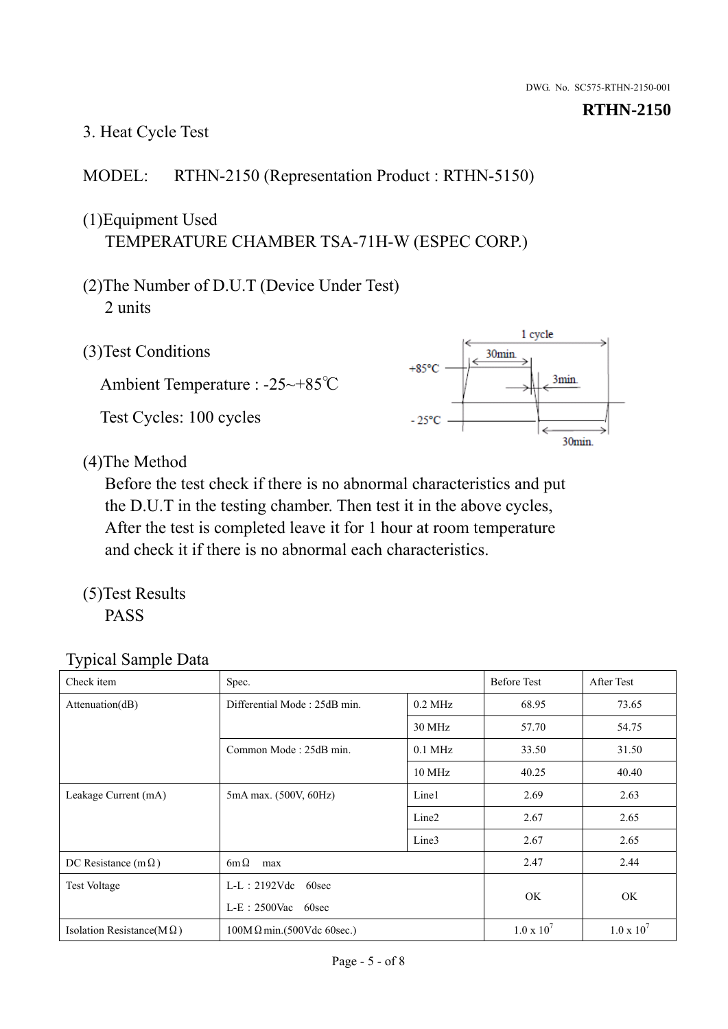## 3. Heat Cycle Test

MODEL: RTHN-2150 (Representation Product : RTHN-5150)

(1)Equipment Used
TEMPERATURE CHAMBER TSA-71H-W (ESPEC CORP.)

(2)The Number of D.U.T (Device Under Test)
2 units

(3)Test Conditions

Ambient Temperature : -25~+85℃

Test Cycles: 100 cycles

1 cycle
+85°C
30min.
3min.
- 25°C
30min.

(4)The Method
Before the test check if there is no abnormal characteristics and put the D.U.T in the testing chamber. Then test it in the above cycles, After the test is completed leave it for 1 hour at room temperature and check it if there is no abnormal each characteristics.

(5)Test Results
PASS

Typical Sample Data

| Check item | Spec. | | Before Test | After Test |
|---|---|---|---|---|
| Attenuation(dB) | Differential Mode : 25dB min. | 0.2 MHz | 68.95 | 73.65 |
| | | 30 MHz | 57.70 | 54.75 |
| | Common Mode : 25dB min. | 0.1 MHz | 33.50 | 31.50 |
| | | 10 MHz | 40.25 | 40.40 |
| Leakage Current (mA) | 5mA max. (500V, 60Hz) | Line1 | 2.69 | 2.63 |
| | | Line2 | 2.67 | 2.65 |
| | | Line3 | 2.67 | 2.65 |
| DC Resistance (mΩ) | 6mΩ max | | 2.47 | 2.44 |
| Test Voltage | L-L : 2192Vdc 60sec<br>L-E : 2500Vac 60sec | | OK | OK |
| Isolation Resistance(MΩ) | 100MΩ min.(500Vdc 60sec.) | | $1.0 \times 10^7$ | $1.0 \times 10^7$ |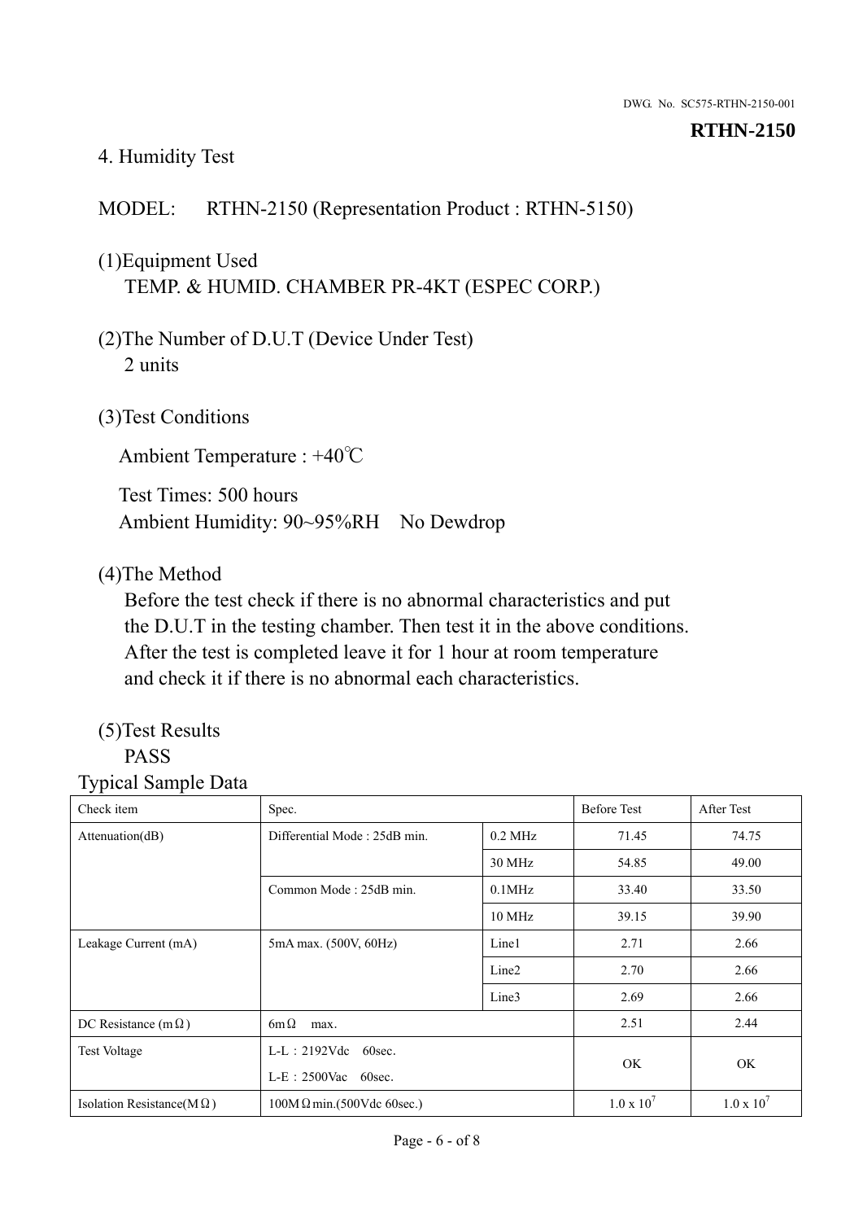DWG. No. SC575-RTHN-2150-001

**RTHN-2150**

## 4. Humidity Test

MODEL: RTHN-2150 (Representation Product : RTHN-5150)

(1)Equipment Used
TEMP. & HUMID. CHAMBER PR-4KT (ESPEC CORP.)

(2)The Number of D.U.T (Device Under Test)
2 units

(3)Test Conditions

Ambient Temperature : +40℃

Test Times: 500 hours
Ambient Humidity: 90~95%RH No Dewdrop

(4)The Method
Before the test check if there is no abnormal characteristics and put the D.U.T in the testing chamber. Then test it in the above conditions. After the test is completed leave it for 1 hour at room temperature and check it if there is no abnormal each characteristics.

(5)Test Results
PASS

Typical Sample Data

| Check item | Spec. | | Before Test | After Test |
|---|---|---|---|---|
| Attenuation(dB) | Differential Mode : 25dB min. | 0.2 MHz | 71.45 | 74.75 |
| | | 30 MHz | 54.85 | 49.00 |
| | Common Mode : 25dB min. | 0.1MHz | 33.40 | 33.50 |
| | | 10 MHz | 39.15 | 39.90 |
| Leakage Current (mA) | 5mA max. (500V, 60Hz) | Line1 | 2.71 | 2.66 |
| | | Line2 | 2.70 | 2.66 |
| | | Line3 | 2.69 | 2.66 |
| DC Resistance (mΩ) | 6mΩ max. | | 2.51 | 2.44 |
| Test Voltage | L-L：2192Vdc 60sec. L-E：2500Vac 60sec. | | OK | OK |
| Isolation Resistance(MΩ) | 100MΩmin.(500Vdc 60sec.) | | $1.0 \times 10^7$ | $1.0 \times 10^7$ |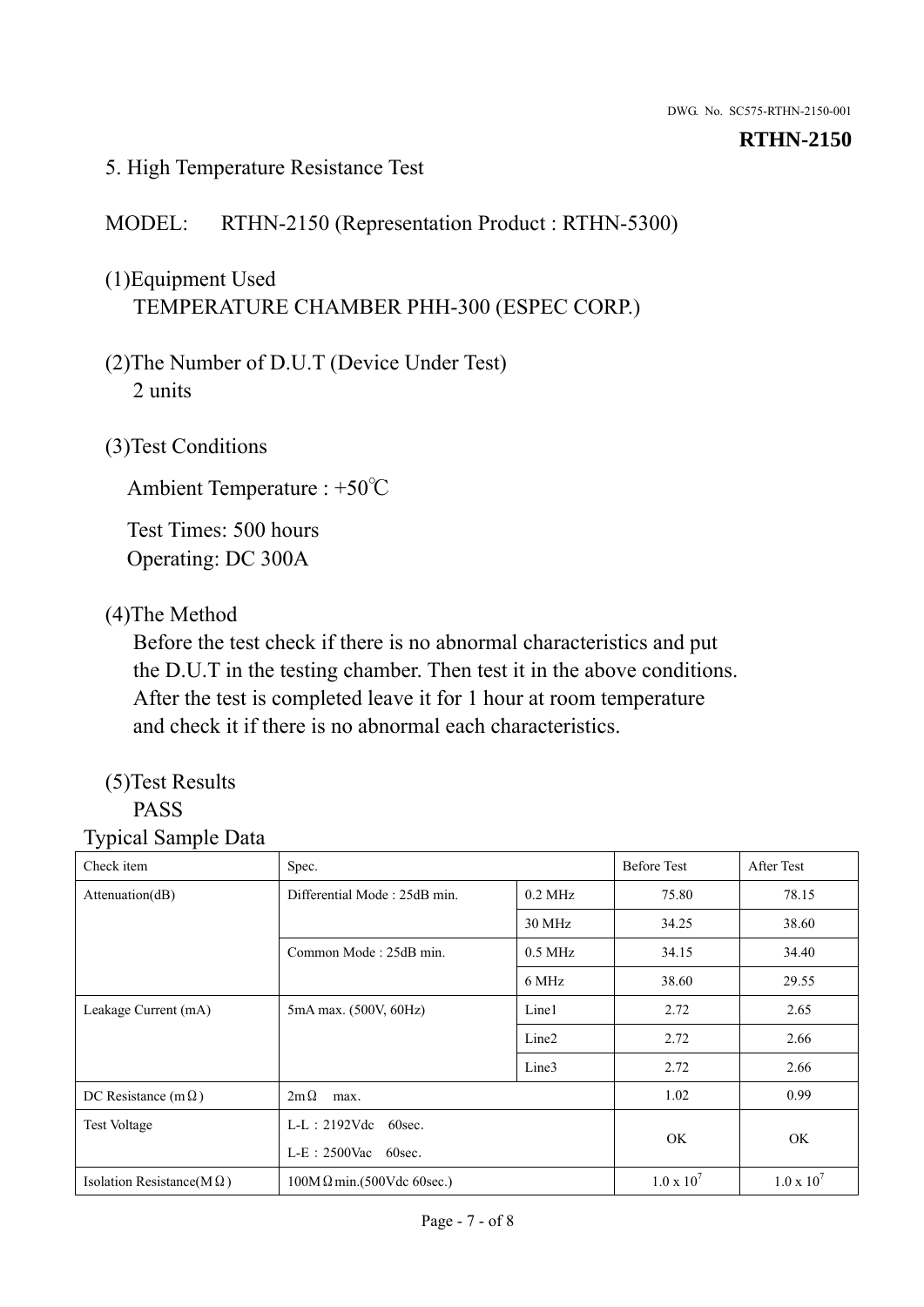DWG. No. SC575-RTHN-2150-001

**RTHN-2150**

## 5. High Temperature Resistance Test

MODEL: RTHN-2150 (Representation Product : RTHN-5300)

(1)Equipment Used
TEMPERATURE CHAMBER PHH-300 (ESPEC CORP.)

(2)The Number of D.U.T (Device Under Test)
2 units

(3)Test Conditions

Ambient Temperature : +50℃

Test Times: 500 hours
Operating: DC 300A

(4)The Method
Before the test check if there is no abnormal characteristics and put the D.U.T in the testing chamber. Then test it in the above conditions. After the test is completed leave it for 1 hour at room temperature and check it if there is no abnormal each characteristics.

(5)Test Results
PASS

Typical Sample Data

| Check item | Spec. | | Before Test | After Test |
|---|---|---|---|---|
| Attenuation(dB) | Differential Mode : 25dB min. | 0.2 MHz | 75.80 | 78.15 |
| | | 30 MHz | 34.25 | 38.60 |
| | Common Mode : 25dB min. | 0.5 MHz | 34.15 | 34.40 |
| | | 6 MHz | 38.60 | 29.55 |
| Leakage Current (mA) | 5mA max. (500V, 60Hz) | Line1 | 2.72 | 2.65 |
| | | Line2 | 2.72 | 2.66 |
| | | Line3 | 2.72 | 2.66 |
| DC Resistance (mΩ) | 2mΩ max. | | 1.02 | 0.99 |
| Test Voltage | L-L：2192Vdc 60sec.<br>L-E：2500Vac 60sec. | | OK | OK |
| Isolation Resistance(MΩ) | 100MΩmin.(500Vdc 60sec.) | | $1.0 \times 10^7$ | $1.0 \times 10^7$ |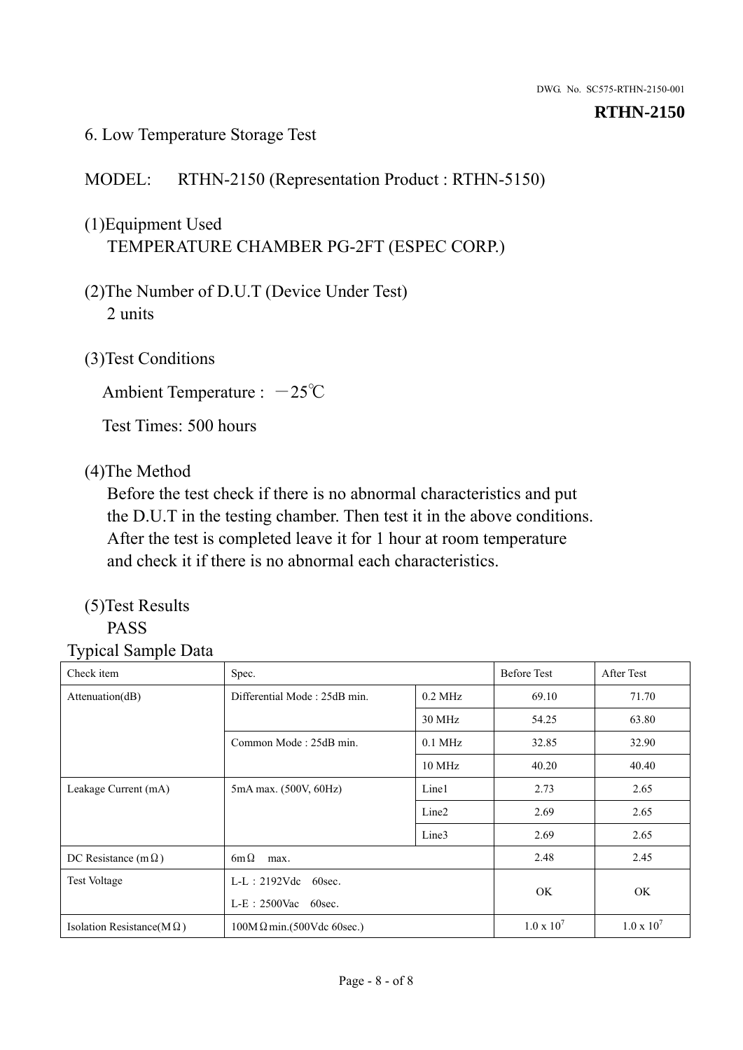DWG. No. SC575-RTHN-2150-001

**RTHN-2150**

6. Low Temperature Storage Test

MODEL: RTHN-2150 (Representation Product : RTHN-5150)

(1)Equipment Used
TEMPERATURE CHAMBER PG-2FT (ESPEC CORP.)

(2)The Number of D.U.T (Device Under Test)
2 units

(3)Test Conditions

Ambient Temperature : －25℃

Test Times: 500 hours

(4)The Method
Before the test check if there is no abnormal characteristics and put the D.U.T in the testing chamber. Then test it in the above conditions. After the test is completed leave it for 1 hour at room temperature and check it if there is no abnormal each characteristics.

(5)Test Results
PASS

Typical Sample Data

| Check item | Spec. | | Before Test | After Test |
|---|---|---|---|---|
| Attenuation(dB) | Differential Mode : 25dB min. | 0.2 MHz | 69.10 | 71.70 |
| | | 30 MHz | 54.25 | 63.80 |
| | Common Mode : 25dB min. | 0.1 MHz | 32.85 | 32.90 |
| | | 10 MHz | 40.20 | 40.40 |
| Leakage Current (mA) | 5mA max. (500V, 60Hz) | Line1 | 2.73 | 2.65 |
| | | Line2 | 2.69 | 2.65 |
| | | Line3 | 2.69 | 2.65 |
| DC Resistance (mΩ) | 6mΩ max. | | 2.48 | 2.45 |
| Test Voltage | L-L : 2192Vdc 60sec. L-E : 2500Vac 60sec. | | OK | OK |
| Isolation Resistance(MΩ) | 100MΩmin.(500Vdc 60sec.) | | $1.0 \times 10^7$ | $1.0 \times 10^7$ |